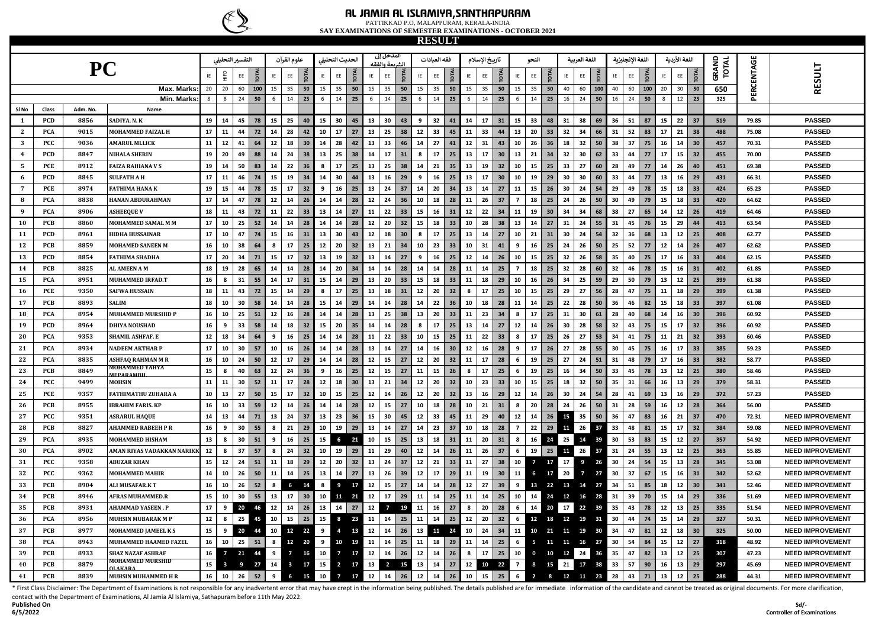# AL JAMIA AL ISLAMIYA, SANTHAPURAM

PATTIKKAD P.O, MALAPPURAM, KERALA-INDIA

**SAY EXAMINATIONS OF SEMESTER EXAMINATIONS - OCTOBER 2021**

## RESULT

## PC

| Sl No | Class | Adm. No. | Name | التفسير التحليلي IE | HIFD | EE | TOTAL | علوم القرآن IE | EE | TOTAL | الحديث التحليلي IE | EE | TOTAL | المدخل إلى الشريعة والفقه IE | EE | TOTAL | فقه العبادات IE | EE | TOTAL | تاريخ الإسلام IE | EE | TOTAL | النحو IE | EE | TOTAL | اللغة العربية IE | EE | TOTAL | اللغة الإنجليزية IE | EE | TOTAL | اللغة الأردية IE | EE | TOTAL | GRAND TOTAL | PERCENTAGE | RESULT |
|---|---|---|---|---|---|---|---|---|---|---|---|---|---|---|---|---|---|---|---|---|---|---|---|---|---|---|---|---|---|---|---|---|---|---|---|---|---|---|---|
| | | | **Max. Marks:** | 20 | 20 | 60 | 100 | 15 | 35 | 50 | 15 | 35 | 50 | 15 | 35 | 50 | 15 | 35 | 50 | 15 | 35 | 50 | 15 | 35 | 50 | 40 | 60 | 100 | 40 | 60 | 100 | 20 | 30 | 50 | 650 | | |
| | | | **Min. Marks:** | 8 | 8 | 24 | 50 | 6 | 14 | 25 | 6 | 14 | 25 | 6 | 14 | 25 | 6 | 14 | 25 | 6 | 14 | 25 | 6 | 14 | 25 | 16 | 24 | 50 | 16 | 24 | 50 | 8 | 12 | 25 | 325 | | |
| 1 | PCD | 8856 | SADIYA. N. K | 19 | 14 | 45 | 78 | 15 | 25 | 40 | 15 | 30 | 45 | 13 | 30 | 43 | 9 | 32 | 41 | 14 | 17 | 31 | 15 | 33 | 48 | 31 | 38 | 69 | 36 | 51 | 87 | 15 | 22 | 37 | 519 | 79.85 | PASSED |
| 2 | PCA | 9015 | MOHAMMED FAIZAL H | 17 | 11 | 44 | 72 | 14 | 28 | 42 | 10 | 17 | 27 | 13 | 25 | 38 | 12 | 33 | 45 | 11 | 33 | 44 | 13 | 20 | 33 | 32 | 34 | 66 | 31 | 52 | 83 | 17 | 21 | 38 | 488 | 75.08 | PASSED |
| 3 | PCC | 9036 | AMARUL MLLICK | 11 | 12 | 41 | 64 | 12 | 18 | 30 | 14 | 28 | 42 | 13 | 33 | 46 | 14 | 27 | 41 | 12 | 31 | 43 | 10 | 26 | 36 | 18 | 32 | 50 | 38 | 37 | 75 | 16 | 14 | 30 | 457 | 70.31 | PASSED |
| 4 | PCD | 8847 | NIHALA SHERIN | 19 | 20 | 49 | 88 | 14 | 24 | 38 | 13 | 25 | 38 | 14 | 17 | 31 | 8 | 17 | 25 | 13 | 17 | 30 | 13 | 21 | 34 | 32 | 30 | 62 | 33 | 44 | 77 | 17 | 15 | 32 | 455 | 70.00 | PASSED |
| 5 | PCE | 8912 | FAIZA RAIHANA V S | 19 | 14 | 50 | 83 | 14 | 22 | 36 | 8 | 17 | 25 | 13 | 25 | 38 | 14 | 21 | 35 | 13 | 19 | 32 | 10 | 15 | 25 | 33 | 27 | 60 | 28 | 49 | 77 | 14 | 26 | 40 | 451 | 69.38 | PASSED |
| 6 | PCD | 8845 | SULFATH A H | 17 | 11 | 46 | 74 | 15 | 19 | 34 | 14 | 30 | 44 | 13 | 16 | 29 | 9 | 16 | 25 | 13 | 17 | 30 | 10 | 19 | 29 | 30 | 30 | 60 | 33 | 44 | 77 | 13 | 16 | 29 | 431 | 66.31 | PASSED |
| 7 | PCE | 8974 | FATHIMA HANA K | 19 | 15 | 44 | 78 | 15 | 17 | 32 | 9 | 16 | 25 | 13 | 24 | 37 | 14 | 20 | 34 | 13 | 14 | 27 | 11 | 15 | 26 | 30 | 24 | 54 | 29 | 49 | 78 | 15 | 18 | 33 | 424 | 65.23 | PASSED |
| 8 | PCA | 8838 | HANAN ABDURAHMAN | 17 | 14 | 47 | 78 | 12 | 14 | 26 | 14 | 14 | 28 | 12 | 24 | 36 | 10 | 18 | 28 | 11 | 26 | 37 | 7 | 18 | 25 | 24 | 26 | 50 | 30 | 49 | 79 | 15 | 18 | 33 | 420 | 64.62 | PASSED |
| 9 | PCA | 8906 | ASHEEQUE V | 18 | 11 | 43 | 72 | 11 | 22 | 33 | 13 | 14 | 27 | 11 | 22 | 33 | 15 | 16 | 31 | 12 | 22 | 34 | 11 | 19 | 30 | 34 | 34 | 68 | 38 | 27 | 65 | 14 | 12 | 26 | 419 | 64.46 | PASSED |
| 10 | PCB | 8860 | MOHAMMED SAMAL M M | 17 | 10 | 25 | 52 | 14 | 14 | 28 | 14 | 14 | 28 | 12 | 20 | 32 | 15 | 18 | 33 | 10 | 28 | 38 | 13 | 14 | 27 | 31 | 24 | 55 | 31 | 45 | 76 | 15 | 29 | 44 | 413 | 63.54 | PASSED |
| 11 | PCD | 8961 | HIDHA HUSSAINAR | 17 | 10 | 47 | 74 | 15 | 16 | 31 | 13 | 30 | 43 | 12 | 18 | 30 | 8 | 17 | 25 | 13 | 14 | 27 | 10 | 21 | 31 | 30 | 24 | 54 | 32 | 36 | 68 | 13 | 12 | 25 | 408 | 62.77 | PASSED |
| 12 | PCB | 8859 | MOHAMED SANEEN M | 16 | 10 | 38 | 64 | 8 | 17 | 25 | 12 | 20 | 32 | 13 | 21 | 34 | 10 | 23 | 33 | 10 | 31 | 41 | 9 | 16 | 25 | 24 | 26 | 50 | 25 | 52 | 77 | 12 | 14 | 26 | 407 | 62.62 | PASSED |
| 13 | PCD | 8854 | FATHIMA SHADHA | 17 | 20 | 34 | 71 | 15 | 17 | 32 | 13 | 19 | 32 | 13 | 14 | 27 | 9 | 16 | 25 | 12 | 14 | 26 | 10 | 15 | 25 | 32 | 26 | 58 | 35 | 40 | 75 | 17 | 16 | 33 | 404 | 62.15 | PASSED |
| 14 | PCB | 8825 | AL AMEEN A M | 18 | 19 | 28 | 65 | 14 | 14 | 28 | 14 | 20 | 34 | 14 | 14 | 28 | 14 | 14 | 28 | 11 | 14 | 25 | 7 | 18 | 25 | 32 | 28 | 60 | 32 | 46 | 78 | 15 | 16 | 31 | 402 | 61.85 | PASSED |
| 15 | PCA | 8951 | MUHAMMED IRFAD.T | 16 | 8 | 31 | 55 | 14 | 17 | 31 | 15 | 14 | 29 | 13 | 20 | 33 | 15 | 18 | 33 | 11 | 18 | 29 | 10 | 16 | 26 | 34 | 25 | 59 | 29 | 50 | 79 | 13 | 12 | 25 | 399 | 61.38 | PASSED |
| 16 | PCE | 9350 | SAFWA HUSSAIN | 18 | 11 | 43 | 72 | 15 | 14 | 29 | 8 | 17 | 25 | 13 | 18 | 31 | 12 | 20 | 32 | 8 | 17 | 25 | 10 | 15 | 25 | 29 | 27 | 56 | 28 | 47 | 75 | 11 | 18 | 29 | 399 | 61.38 | PASSED |
| 17 | PCB | 8893 | SALIM | 18 | 10 | 30 | 58 | 14 | 14 | 28 | 15 | 14 | 29 | 14 | 14 | 28 | 14 | 22 | 36 | 10 | 18 | 28 | 11 | 14 | 25 | 22 | 28 | 50 | 36 | 46 | 82 | 15 | 18 | 33 | 397 | 61.08 | PASSED |
| 18 | PCA | 8954 | MUHAMMED MURSHID P | 16 | 10 | 25 | 51 | 12 | 16 | 28 | 14 | 14 | 28 | 13 | 25 | 38 | 13 | 20 | 33 | 11 | 23 | 34 | 8 | 17 | 25 | 31 | 30 | 61 | 28 | 40 | 68 | 14 | 16 | 30 | 396 | 60.92 | PASSED |
| 19 | PCD | 8964 | DHIYA NOUSHAD | 16 | 9 | 33 | 58 | 14 | 18 | 32 | 15 | 20 | 35 | 14 | 14 | 28 | 8 | 17 | 25 | 13 | 14 | 27 | 12 | 14 | 26 | 30 | 28 | 58 | 32 | 43 | 75 | 15 | 17 | 32 | 396 | 60.92 | PASSED |
| 20 | PCA | 9353 | SHAMIL ASHFAF. E | 12 | 18 | 34 | 64 | 9 | 16 | 25 | 14 | 14 | 28 | 11 | 22 | 33 | 10 | 15 | 25 | 11 | 22 | 33 | 8 | 17 | 25 | 26 | 27 | 53 | 34 | 41 | 75 | 11 | 21 | 32 | 393 | 60.46 | PASSED |
| 21 | PCA | 8934 | NADEEM AKTHAR P | 17 | 10 | 30 | 57 | 10 | 16 | 26 | 14 | 14 | 28 | 13 | 14 | 27 | 14 | 16 | 30 | 12 | 16 | 28 | 9 | 17 | 26 | 27 | 28 | 55 | 30 | 45 | 75 | 16 | 17 | 33 | 385 | 59.23 | PASSED |
| 22 | PCA | 8835 | ASHFAQ RAHMAN M R | 16 | 10 | 24 | 50 | 12 | 17 | 29 | 14 | 14 | 28 | 12 | 15 | 27 | 12 | 20 | 32 | 11 | 17 | 28 | 6 | 19 | 25 | 27 | 24 | 51 | 31 | 48 | 79 | 17 | 16 | 33 | 382 | 58.77 | PASSED |
| 23 | PCB | 8849 | MOHAMMED YAHYA MEPARAMBIL | 15 | 8 | 40 | 63 | 12 | 24 | 36 | 9 | 16 | 25 | 12 | 15 | 27 | 11 | 15 | 26 | 8 | 17 | 25 | 6 | 19 | 25 | 16 | 34 | 50 | 33 | 45 | 78 | 13 | 12 | 25 | 380 | 58.46 | PASSED |
| 24 | PCC | 9499 | MOHSIN | 11 | 11 | 30 | 52 | 11 | 17 | 28 | 12 | 18 | 30 | 13 | 21 | 34 | 12 | 20 | 32 | 10 | 23 | 33 | 10 | 15 | 25 | 18 | 32 | 50 | 35 | 31 | 66 | 16 | 13 | 29 | 379 | 58.31 | PASSED |
| 25 | PCE | 9357 | FATHIMATHU ZUHARA A | 10 | 13 | 27 | 50 | 15 | 17 | 32 | 10 | 15 | 25 | 12 | 14 | 26 | 12 | 20 | 32 | 13 | 16 | 29 | 12 | 14 | 26 | 30 | 24 | 54 | 28 | 41 | 69 | 13 | 16 | 29 | 372 | 57.23 | PASSED |
| 26 | PCB | 8955 | IBRAHIM FARIS. KP | 16 | 10 | 33 | 59 | 12 | 14 | 26 | 14 | 14 | 28 | 12 | 15 | 27 | 10 | 18 | 28 | 10 | 21 | 31 | 8 | 20 | 28 | 24 | 26 | 50 | 31 | 28 | 59 | 16 | 12 | 28 | 364 | 56.00 | PASSED |
| 27 | PCC | 9351 | ASRARUL HAQUE | 14 | 13 | 44 | 71 | 13 | 24 | 37 | 13 | 23 | 36 | 15 | 30 | 45 | 12 | 33 | 45 | 11 | 29 | 40 | 12 | 14 | 26 | 15 | 35 | 50 | 36 | 47 | 83 | 16 | 21 | 37 | 470 | 72.31 | NEED IMPROVEMENT |
| 28 | PCB | 8827 | AHAMMED RABEEH P R | 16 | 9 | 30 | 55 | 8 | 21 | 29 | 10 | 19 | 29 | 13 | 14 | 27 | 14 | 23 | 37 | 10 | 18 | 28 | 7 | 22 | 29 | 11 | 26 | 37 | 33 | 48 | 81 | 15 | 17 | 32 | 384 | 59.08 | NEED IMPROVEMENT |
| 29 | PCA | 8935 | MOHAMMED HISHAM | 13 | 8 | 30 | 51 | 9 | 16 | 25 | 15 | 6 | 21 | 10 | 15 | 25 | 13 | 18 | 31 | 11 | 20 | 31 | 8 | 16 | 24 | 25 | 14 | 39 | 30 | 53 | 83 | 15 | 12 | 27 | 357 | 54.92 | NEED IMPROVEMENT |
| 30 | PCA | 8902 | AMAN RIYAS VADAKKAN NARIKK | 12 | 8 | 37 | 57 | 8 | 24 | 32 | 10 | 19 | 29 | 11 | 29 | 40 | 12 | 14 | 26 | 11 | 26 | 37 | 6 | 19 | 25 | 11 | 26 | 37 | 31 | 24 | 55 | 13 | 12 | 25 | 363 | 55.85 | NEED IMPROVEMENT |
| 31 | PCC | 9358 | ABUZAR KHAN | 15 | 12 | 24 | 51 | 11 | 18 | 29 | 12 | 20 | 32 | 13 | 24 | 37 | 12 | 21 | 33 | 11 | 27 | 38 | 10 | 7 | 17 | 17 | 9 | 26 | 30 | 24 | 54 | 15 | 13 | 28 | 345 | 53.08 | NEED IMPROVEMENT |
| 32 | PCC | 9362 | MOHAMMED MAHIR | 14 | 10 | 26 | 50 | 11 | 14 | 25 | 13 | 14 | 27 | 13 | 26 | 39 | 12 | 17 | 29 | 11 | 19 | 30 | 11 | 6 | 17 | 20 | 7 | 27 | 30 | 37 | 67 | 15 | 16 | 31 | 342 | 52.62 | NEED IMPROVEMENT |
| 33 | PCB | 8904 | ALI MUSAFAR.K T | 16 | 10 | 26 | 52 | 8 | 6 | 14 | 8 | 9 | 17 | 12 | 15 | 27 | 14 | 14 | 28 | 12 | 27 | 39 | 9 | 13 | 22 | 13 | 14 | 27 | 34 | 51 | 85 | 18 | 12 | 30 | 341 | 52.46 | NEED IMPROVEMENT |
| 34 | PCB | 8946 | AFRAS MUHAMMED.R | 15 | 10 | 30 | 55 | 13 | 17 | 30 | 10 | 11 | 21 | 12 | 17 | 29 | 11 | 14 | 25 | 11 | 14 | 25 | 10 | 14 | 24 | 12 | 16 | 28 | 31 | 39 | 70 | 15 | 14 | 29 | 336 | 51.69 | NEED IMPROVEMENT |
| 35 | PCB | 8931 | AHAMMAD YASEEN . P | 17 | 9 | 20 | 46 | 12 | 14 | 26 | 13 | 14 | 27 | 12 | 7 | 19 | 11 | 16 | 27 | 8 | 20 | 28 | 6 | 14 | 20 | 17 | 22 | 39 | 35 | 43 | 78 | 12 | 13 | 25 | 335 | 51.54 | NEED IMPROVEMENT |
| 36 | PCA | 8956 | MUHSIN MUBARAK M P | 12 | 8 | 25 | 45 | 10 | 15 | 25 | 15 | 8 | 23 | 11 | 14 | 25 | 11 | 14 | 25 | 12 | 20 | 32 | 6 | 12 | 18 | 12 | 19 | 31 | 30 | 44 | 74 | 15 | 14 | 29 | 327 | 50.31 | NEED IMPROVEMENT |
| 37 | PCB | 8977 | MOHAMMED JAMEEL K S | 15 | 9 | 20 | 44 | 10 | 12 | 22 | 9 | 4 | 13 | 12 | 14 | 26 | 13 | 11 | 24 | 10 | 24 | 34 | 11 | 10 | 21 | 11 | 19 | 30 | 34 | 47 | 81 | 12 | 18 | 30 | 325 | 50.00 | NEED IMPROVEMENT |
| 38 | PCA | 8943 | MUHAMMED HAAMED FAZEL | 16 | 10 | 25 | 51 | 8 | 12 | 20 | 9 | 10 | 19 | 11 | 14 | 25 | 11 | 18 | 29 | 11 | 14 | 25 | 6 | 5 | 11 | 11 | 16 | 27 | 30 | 54 | 84 | 15 | 12 | 27 | 318 | 48.92 | NEED IMPROVEMENT |
| 39 | PCB | 8933 | SHAZ NAZAF ASHRAF | 16 | 7 | 21 | 44 | 9 | 7 | 16 | 10 | 7 | 17 | 12 | 14 | 26 | 12 | 14 | 26 | 8 | 17 | 25 | 10 | 0 | 10 | 12 | 24 | 36 | 35 | 47 | 82 | 13 | 12 | 25 | 307 | 47.23 | NEED IMPROVEMENT |
| 40 | PCB | 8879 | MOHAMMED MURSHID OLAKARA | 15 | 3 | 9 | 27 | 14 | 3 | 17 | 15 | 2 | 17 | 13 | 2 | 15 | 13 | 14 | 27 | 12 | 10 | 22 | 7 | 8 | 15 | 21 | 17 | 38 | 33 | 57 | 90 | 16 | 13 | 29 | 297 | 45.69 | NEED IMPROVEMENT |
| 41 | PCB | 8839 | MUHSIN MUHAMMED H R | 16 | 10 | 26 | 52 | 9 | 6 | 15 | 10 | 7 | 17 | 12 | 14 | 26 | 12 | 14 | 26 | 10 | 15 | 25 | 6 | 2 | 8 | 12 | 11 | 23 | 28 | 43 | 71 | 13 | 12 | 25 | 288 | 44.31 | NEED IMPROVEMENT |

* First Class Disclaimer: The Department of Examinations is not responsible for any inadvertent error that may have crept in the information being published. The details published are for immediate information of the candidate and cannot be treated as original documents. For more clarification, contact with the Department of Examinations, Al Jamia Al Islamiya, Sathapuram before 11th May 2022.

**Published On**
**6/5/2022**

Sd/-
**Controller of Examinations**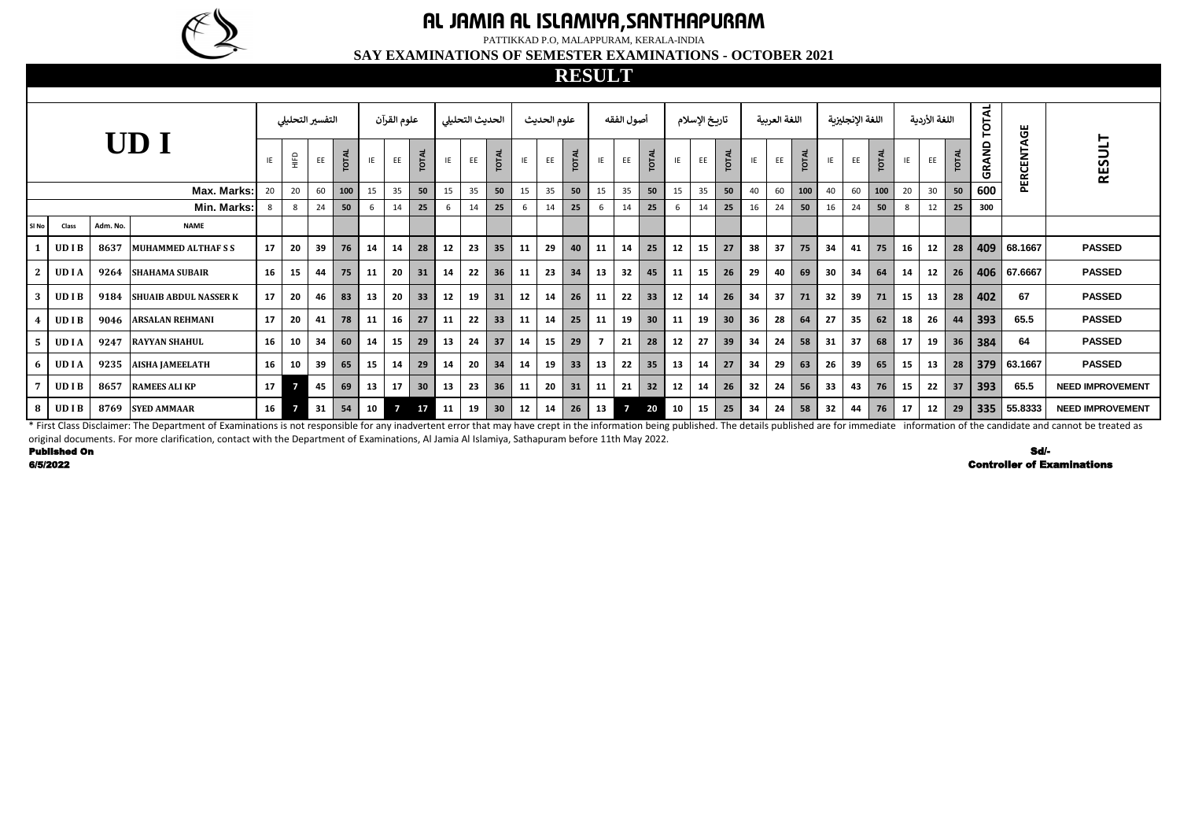# AL JAMIA AL ISLAMIYA,SANTHAPURAM

PATTIKKAD P.O, MALAPPURAM, KERALA-INDIA

**SAY EXAMINATIONS OF SEMESTER EXAMINATIONS - OCTOBER 2021**

## RESULT

| UD I | | | | التفسير التحليلي | | | | علوم القرآن | | | الحديث التحليلي | | | علوم الحديث | | | أصول الفقه | | | تاريخ الإسلام | | | اللغة العربية | | | اللغة الإنجليزية | | | اللغة الأردية | | | GRAND TOTAL | PERCENTAGE | RESULT |
|---|---|---|---|---|---|---|---|---|---|---|---|---|---|---|---|---|---|---|---|---|---|---|---|---|---|---|---|---|---|---|---|---|---|---|---|
| | | | | IE | HFD | EE | TOTAL | IE | EE | TOTAL | IE | EE | TOTAL | IE | EE | TOTAL | IE | EE | TOTAL | IE | EE | TOTAL | IE | EE | TOTAL | IE | EE | TOTAL | IE | EE | TOTAL | | | |
| | | | Max. Marks: | 20 | 20 | 60 | 100 | 15 | 35 | 50 | 15 | 35 | 50 | 15 | 35 | 50 | 15 | 35 | 50 | 15 | 35 | 50 | 40 | 60 | 100 | 40 | 60 | 100 | 20 | 30 | 50 | 600 | | |
| | | | Min. Marks: | 8 | 8 | 24 | 50 | 6 | 14 | 25 | 6 | 14 | 25 | 6 | 14 | 25 | 6 | 14 | 25 | 6 | 14 | 25 | 16 | 24 | 50 | 16 | 24 | 50 | 8 | 12 | 25 | 300 | | |
| Sl No | Class | Adm. No. | NAME | | | | | | | | | | | | | | | | | | | | | | | | | | | | | | | |
| 1 | UD I B | 8637 | MUHAMMED ALTHAF S S | 17 | 20 | 39 | 76 | 14 | 14 | 28 | 12 | 23 | 35 | 11 | 29 | 40 | 11 | 14 | 25 | 12 | 15 | 27 | 38 | 37 | 75 | 34 | 41 | 75 | 16 | 12 | 28 | 409 | 68.1667 | PASSED |
| 2 | UD I A | 9264 | SHAHAMA SUBAIR | 16 | 15 | 44 | 75 | 11 | 20 | 31 | 14 | 22 | 36 | 11 | 23 | 34 | 13 | 32 | 45 | 11 | 15 | 26 | 29 | 40 | 69 | 30 | 34 | 64 | 14 | 12 | 26 | 406 | 67.6667 | PASSED |
| 3 | UD I B | 9184 | SHUAIB ABDUL NASSER K | 17 | 20 | 46 | 83 | 13 | 20 | 33 | 12 | 19 | 31 | 12 | 14 | 26 | 11 | 22 | 33 | 12 | 14 | 26 | 34 | 37 | 71 | 32 | 39 | 71 | 15 | 13 | 28 | 402 | 67 | PASSED |
| 4 | UD I B | 9046 | ARSALAN REHMANI | 17 | 20 | 41 | 78 | 11 | 16 | 27 | 11 | 22 | 33 | 11 | 14 | 25 | 11 | 19 | 30 | 11 | 19 | 30 | 36 | 28 | 64 | 27 | 35 | 62 | 18 | 26 | 44 | 393 | 65.5 | PASSED |
| 5 | UD I A | 9247 | RAYYAN SHAHUL | 16 | 10 | 34 | 60 | 14 | 15 | 29 | 13 | 24 | 37 | 14 | 15 | 29 | 7 | 21 | 28 | 12 | 27 | 39 | 34 | 24 | 58 | 31 | 37 | 68 | 17 | 19 | 36 | 384 | 64 | PASSED |
| 6 | UD I A | 9235 | AISHA JAMEELATH | 16 | 10 | 39 | 65 | 15 | 14 | 29 | 14 | 20 | 34 | 14 | 19 | 33 | 13 | 22 | 35 | 13 | 14 | 27 | 34 | 29 | 63 | 26 | 39 | 65 | 15 | 13 | 28 | 379 | 63.1667 | PASSED |
| 7 | UD I B | 8657 | RAMEES ALI KP | 17 | 7 | 45 | 69 | 13 | 17 | 30 | 13 | 23 | 36 | 11 | 20 | 31 | 11 | 21 | 32 | 12 | 14 | 26 | 32 | 24 | 56 | 33 | 43 | 76 | 15 | 22 | 37 | 393 | 65.5 | NEED IMPROVEMENT |
| 8 | UD I B | 8769 | SYED AMMAAR | 16 | 7 | 31 | 54 | 10 | 7 | 17 | 11 | 19 | 30 | 12 | 14 | 26 | 13 | 7 | 20 | 10 | 15 | 25 | 34 | 24 | 58 | 32 | 44 | 76 | 17 | 12 | 29 | 335 | 55.8333 | NEED IMPROVEMENT |

* First Class Disclaimer: The Department of Examinations is not responsible for any inadvertent error that may have crept in the information being published. The details published are for immediate information of the candidate and cannot be treated as original documents. For more clarification, contact with the Department of Examinations, Al Jamia Al Islamiya, Sathapuram before 11th May 2022.

**Published On**
**6/5/2022**

**Sd/-**
**Controller of Examinations**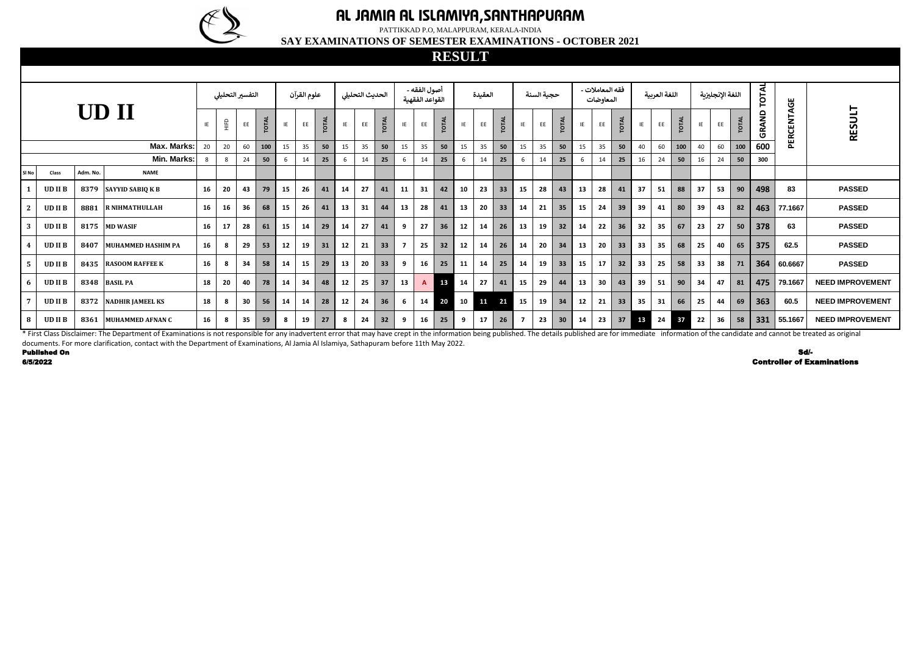# AL JAMIA AL ISLAMIYA,SANTHAPURAM

PATTIKKAD P.O, MALAPPURAM, KERALA-INDIA

**SAY EXAMINATIONS OF SEMESTER EXAMINATIONS - OCTOBER 2021**

## RESULT

| UD II | | | | التفسير التحليلي | | | | علوم القرآن | | | الحديث التحليلي | | | أصول الفقه - القواعد الفقهية | | | العقيدة | | | حجية السنة | | | فقه المعاملات - المعاوضات | | | اللغة العربية | | | اللغة الإنجليزية | | | GRAND TOTAL | PERCENTAGE | RESULT |
|---|---|---|---|---|---|---|---|---|---|---|---|---|---|---|---|---|---|---|---|---|---|---|---|---|---|---|---|---|---|---|---|---|---|---|
| | | | | IE | HIFD | EE | TOTAL | IE | EE | TOTAL | IE | EE | TOTAL | IE | EE | TOTAL | IE | EE | TOTAL | IE | EE | TOTAL | IE | EE | TOTAL | IE | EE | TOTAL | IE | EE | TOTAL | | | |
| | | | **Max. Marks:** | 20 | 20 | 60 | 100 | 15 | 35 | 50 | 15 | 35 | 50 | 15 | 35 | 50 | 15 | 35 | 50 | 15 | 35 | 50 | 15 | 35 | 50 | 40 | 60 | 100 | 40 | 60 | 100 | 600 | | |
| | | | **Min. Marks:** | 8 | 8 | 24 | 50 | 6 | 14 | 25 | 6 | 14 | 25 | 6 | 14 | 25 | 6 | 14 | 25 | 6 | 14 | 25 | 6 | 14 | 25 | 16 | 24 | 50 | 16 | 24 | 50 | 300 | | |
| Sl No | Class | Adm. No. | NAME | | | | | | | | | | | | | | | | | | | | | | | | | | | | | | | |
| 1 | UD II B | 8379 | SAYYID SABIQ K B | 16 | 20 | 43 | 79 | 15 | 26 | 41 | 14 | 27 | 41 | 11 | 31 | 42 | 10 | 23 | 33 | 15 | 28 | 43 | 13 | 28 | 41 | 37 | 51 | 88 | 37 | 53 | 90 | 498 | 83 | PASSED |
| 2 | UD II B | 8881 | R NIHMATHULLAH | 16 | 16 | 36 | 68 | 15 | 26 | 41 | 13 | 31 | 44 | 13 | 28 | 41 | 13 | 20 | 33 | 14 | 21 | 35 | 15 | 24 | 39 | 39 | 41 | 80 | 39 | 43 | 82 | 463 | 77.1667 | PASSED |
| 3 | UD II B | 8175 | MD WASIF | 16 | 17 | 28 | 61 | 15 | 14 | 29 | 14 | 27 | 41 | 9 | 27 | 36 | 12 | 14 | 26 | 13 | 19 | 32 | 14 | 22 | 36 | 32 | 35 | 67 | 23 | 27 | 50 | 378 | 63 | PASSED |
| 4 | UD II B | 8407 | MUHAMMED HASHIM PA | 16 | 8 | 29 | 53 | 12 | 19 | 31 | 12 | 21 | 33 | 7 | 25 | 32 | 12 | 14 | 26 | 14 | 20 | 34 | 13 | 20 | 33 | 33 | 35 | 68 | 25 | 40 | 65 | 375 | 62.5 | PASSED |
| 5 | UD II B | 8435 | RASOOM RAFFEE K | 16 | 8 | 34 | 58 | 14 | 15 | 29 | 13 | 20 | 33 | 9 | 16 | 25 | 11 | 14 | 25 | 14 | 19 | 33 | 15 | 17 | 32 | 33 | 25 | 58 | 33 | 38 | 71 | 364 | 60.6667 | PASSED |
| 6 | UD II B | 8348 | BASIL PA | 18 | 20 | 40 | 78 | 14 | 34 | 48 | 12 | 25 | 37 | 13 | A | 13 | 14 | 27 | 41 | 15 | 29 | 44 | 13 | 30 | 43 | 39 | 51 | 90 | 34 | 47 | 81 | 475 | 79.1667 | NEED IMPROVEMENT |
| 7 | UD II B | 8372 | NADHIR JAMEEL KS | 18 | 8 | 30 | 56 | 14 | 14 | 28 | 12 | 24 | 36 | 6 | 14 | 20 | 10 | 11 | 21 | 15 | 19 | 34 | 12 | 21 | 33 | 35 | 31 | 66 | 25 | 44 | 69 | 363 | 60.5 | NEED IMPROVEMENT |
| 8 | UD II B | 8361 | MUHAMMED AFNAN C | 16 | 8 | 35 | 59 | 8 | 19 | 27 | 8 | 24 | 32 | 9 | 16 | 25 | 9 | 17 | 26 | 7 | 23 | 30 | 14 | 23 | 37 | 13 | 24 | 37 | 22 | 36 | 58 | 331 | 55.1667 | NEED IMPROVEMENT |

* First Class Disclaimer: The Department of Examinations is not responsible for any inadvertent error that may have crept in the information being published. The details published are for immediate information of the candidate and cannot be treated as original documents. For more clarification, contact with the Department of Examinations, Al Jamia Al Islamiya, Sathapuram before 11th May 2022.

**Published On**
**6/5/2022**

**Sd/-**
**Controller of Examinations**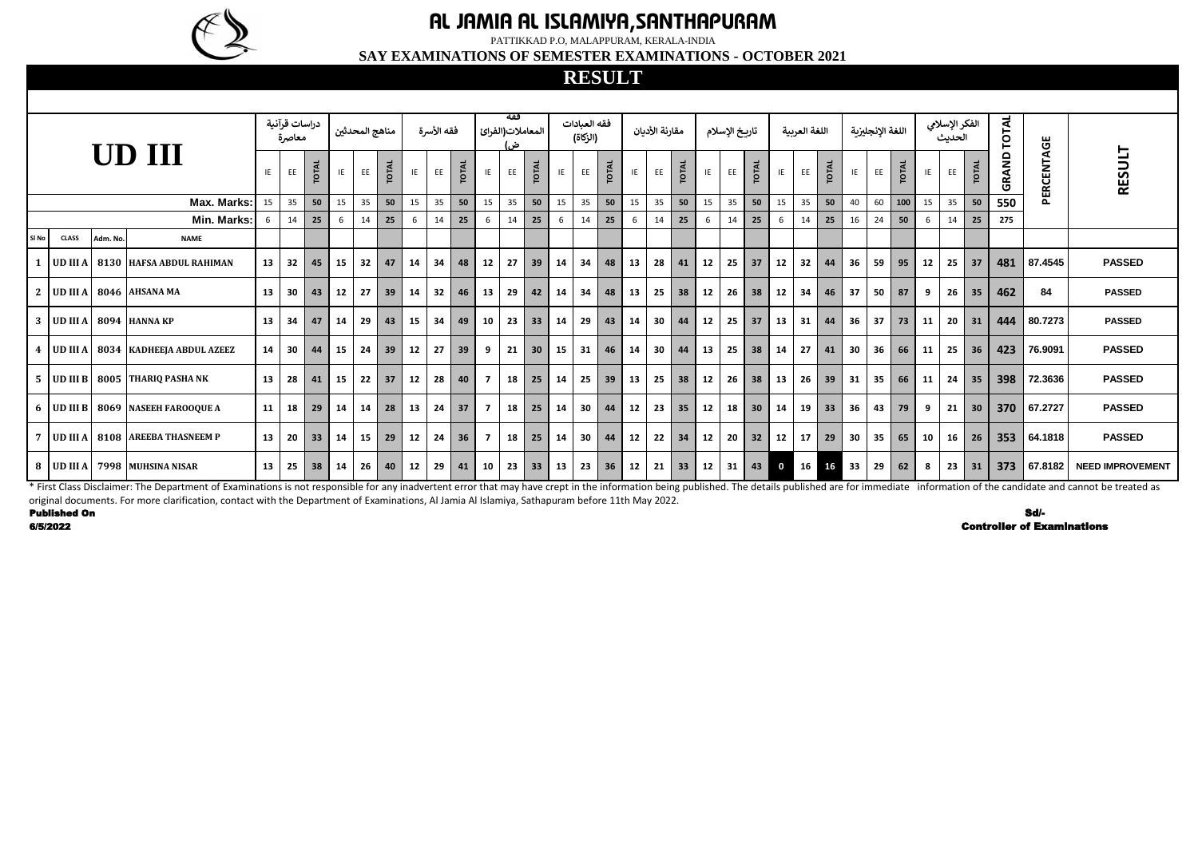# AL JAMIA AL ISLAMIYA, SANTHAPURAM

PATTIKKAD P.O, MALAPPURAM, KERALA-INDIA

**SAY EXAMINATIONS OF SEMESTER EXAMINATIONS - OCTOBER 2021**

## RESULT

| UD III | | | | دراسات قرآنية معاصرة | | | مناهج المحدثين | | | فقه الأسرة | | | فقه المعاملات(الفرائض) | | | فقه العبادات (الزكاة) | | | مقارنة الأديان | | | تاريخ الإسلام | | | اللغة العربية | | | اللغة الإنجليزية | | | الفكر الإسلامي الحديث | | | GRAND TOTAL | PERCENTAGE | RESULT |
|---|---|---|---|---|---|---|---|---|---|---|---|---|---|---|---|---|---|---|---|---|---|---|---|---|---|---|---|---|---|---|---|---|---|---|---|---|
| | | | | IE | EE | TOTAL | IE | EE | TOTAL | IE | EE | TOTAL | IE | EE | TOTAL | IE | EE | TOTAL | IE | EE | TOTAL | IE | EE | TOTAL | IE | EE | TOTAL | IE | EE | TOTAL | IE | EE | TOTAL | | | |
| | | | Max. Marks: | 15 | 35 | 50 | 15 | 35 | 50 | 15 | 35 | 50 | 15 | 35 | 50 | 15 | 35 | 50 | 15 | 35 | 50 | 15 | 35 | 50 | 15 | 35 | 50 | 40 | 60 | 100 | 15 | 35 | 50 | 550 | | |
| | | | Min. Marks: | 6 | 14 | 25 | 6 | 14 | 25 | 6 | 14 | 25 | 6 | 14 | 25 | 6 | 14 | 25 | 6 | 14 | 25 | 6 | 14 | 25 | 6 | 14 | 25 | 16 | 24 | 50 | 6 | 14 | 25 | 275 | | |
| Sl No | CLASS | Adm. No. | NAME | | | | | | | | | | | | | | | | | | | | | | | | | | | | | | | | | |
| 1 | UD III A | 8130 | HAFSA ABDUL RAHIMAN | 13 | 32 | 45 | 15 | 32 | 47 | 14 | 34 | 48 | 12 | 27 | 39 | 14 | 34 | 48 | 13 | 28 | 41 | 12 | 25 | 37 | 12 | 32 | 44 | 36 | 59 | 95 | 12 | 25 | 37 | 481 | 87.4545 | PASSED |
| 2 | UD III A | 8046 | AHSANA MA | 13 | 30 | 43 | 12 | 27 | 39 | 14 | 32 | 46 | 13 | 29 | 42 | 14 | 34 | 48 | 13 | 25 | 38 | 12 | 26 | 38 | 12 | 34 | 46 | 37 | 50 | 87 | 9 | 26 | 35 | 462 | 84 | PASSED |
| 3 | UD III A | 8094 | HANNA KP | 13 | 34 | 47 | 14 | 29 | 43 | 15 | 34 | 49 | 10 | 23 | 33 | 14 | 29 | 43 | 14 | 30 | 44 | 12 | 25 | 37 | 13 | 31 | 44 | 36 | 37 | 73 | 11 | 20 | 31 | 444 | 80.7273 | PASSED |
| 4 | UD III A | 8034 | KADHEEJA ABDUL AZEEZ | 14 | 30 | 44 | 15 | 24 | 39 | 12 | 27 | 39 | 9 | 21 | 30 | 15 | 31 | 46 | 14 | 30 | 44 | 13 | 25 | 38 | 14 | 27 | 41 | 30 | 36 | 66 | 11 | 25 | 36 | 423 | 76.9091 | PASSED |
| 5 | UD III B | 8005 | THARIQ PASHA NK | 13 | 28 | 41 | 15 | 22 | 37 | 12 | 28 | 40 | 7 | 18 | 25 | 14 | 25 | 39 | 13 | 25 | 38 | 12 | 26 | 38 | 13 | 26 | 39 | 31 | 35 | 66 | 11 | 24 | 35 | 398 | 72.3636 | PASSED |
| 6 | UD III B | 8069 | NASEEH FAROOQUE A | 11 | 18 | 29 | 14 | 14 | 28 | 13 | 24 | 37 | 7 | 18 | 25 | 14 | 30 | 44 | 12 | 23 | 35 | 12 | 18 | 30 | 14 | 19 | 33 | 36 | 43 | 79 | 9 | 21 | 30 | 370 | 67.2727 | PASSED |
| 7 | UD III A | 8108 | AREEBA THASNEEM P | 13 | 20 | 33 | 14 | 15 | 29 | 12 | 24 | 36 | 7 | 18 | 25 | 14 | 30 | 44 | 12 | 22 | 34 | 12 | 20 | 32 | 12 | 17 | 29 | 30 | 35 | 65 | 10 | 16 | 26 | 353 | 64.1818 | PASSED |
| 8 | UD III A | 7998 | MUHSINA NISAR | 13 | 25 | 38 | 14 | 26 | 40 | 12 | 29 | 41 | 10 | 23 | 33 | 13 | 23 | 36 | 12 | 21 | 33 | 12 | 31 | 43 | 0 | 16 | 16 | 33 | 29 | 62 | 8 | 23 | 31 | 373 | 67.8182 | NEED IMPROVEMENT |

* First Class Disclaimer: The Department of Examinations is not responsible for any inadvertent error that may have crept in the information being published. The details published are for immediate information of the candidate and cannot be treated as original documents. For more clarification, contact with the Department of Examinations, Al Jamia Al Islamiya, Sathapuram before 11th May 2022.

**Published On**
**6/5/2022**

**Sd/-**
**Controller of Examinations**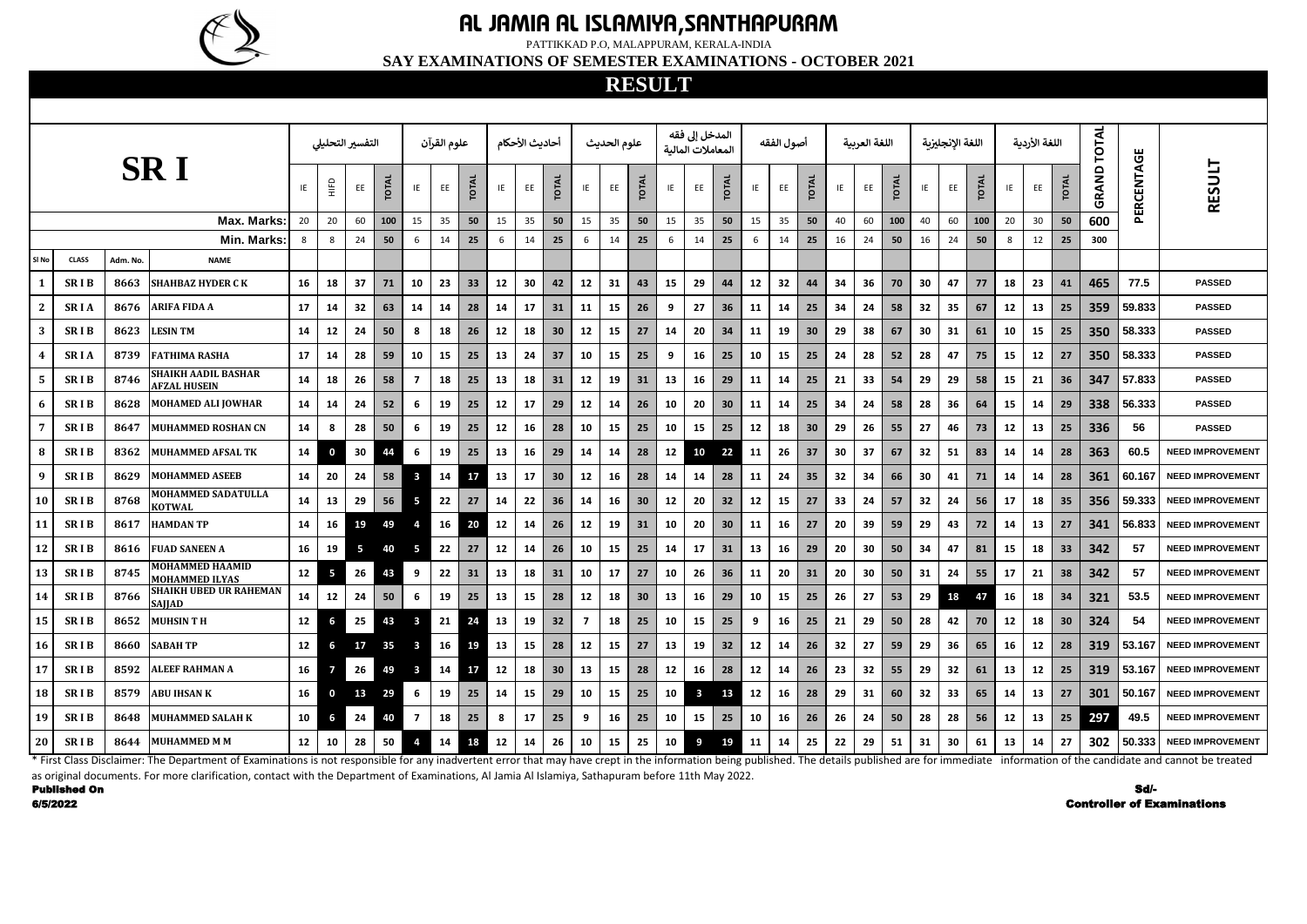# AL JAMIA AL ISLAMIYA,SANTHAPURAM

PATTIKKAD P.O, MALAPPURAM, KERALA-INDIA

**SAY EXAMINATIONS OF SEMESTER EXAMINATIONS - OCTOBER 2021**

## RESULT

| SR I | | | | التفسير التحليلي | | | | علوم القرآن | | | أحاديث الأحكام | | | علوم الحديث | | | المدخل إلى فقه المعاملات المالية | | | أصول الفقه | | | اللغة العربية | | | اللغة الإنجليزية | | | اللغة الأردية | | | GRAND TOTAL | PERCENTAGE | RESULT |
|---|---|---|---|---|---|---|---|---|---|---|---|---|---|---|---|---|---|---|---|---|---|---|---|---|---|---|---|---|---|---|---|---|---|---|
| | | | | IE | HIFD | EE | TOTAL | IE | EE | TOTAL | IE | EE | TOTAL | IE | EE | TOTAL | IE | EE | TOTAL | IE | EE | TOTAL | IE | EE | TOTAL | IE | EE | TOTAL | IE | EE | TOTAL | | | |
| | | | Max. Marks: | 20 | 20 | 60 | 100 | 15 | 35 | 50 | 15 | 35 | 50 | 15 | 35 | 50 | 15 | 35 | 50 | 15 | 35 | 50 | 40 | 60 | 100 | 40 | 60 | 100 | 20 | 30 | 50 | 600 | | |
| | | | Min. Marks: | 8 | 8 | 24 | 50 | 6 | 14 | 25 | 6 | 14 | 25 | 6 | 14 | 25 | 6 | 14 | 25 | 6 | 14 | 25 | 16 | 24 | 50 | 16 | 24 | 50 | 8 | 12 | 25 | 300 | | |
| Sl No | CLASS | Adm. No. | NAME | | | | | | | | | | | | | | | | | | | | | | | | | | | | | | | |
| 1 | SR I B | 8663 | SHAHBAZ HYDER C K | 16 | 18 | 37 | 71 | 10 | 23 | 33 | 12 | 30 | 42 | 12 | 31 | 43 | 15 | 29 | 44 | 12 | 32 | 44 | 34 | 36 | 70 | 30 | 47 | 77 | 18 | 23 | 41 | 465 | 77.5 | PASSED |
| 2 | SR I A | 8676 | ARIFA FIDA A | 17 | 14 | 32 | 63 | 14 | 14 | 28 | 14 | 17 | 31 | 11 | 15 | 26 | 9 | 27 | 36 | 11 | 14 | 25 | 34 | 24 | 58 | 32 | 35 | 67 | 12 | 13 | 25 | 359 | 59.833 | PASSED |
| 3 | SR I B | 8623 | LESIN TM | 14 | 12 | 24 | 50 | 8 | 18 | 26 | 12 | 18 | 30 | 12 | 15 | 27 | 14 | 20 | 34 | 11 | 19 | 30 | 29 | 38 | 67 | 30 | 31 | 61 | 10 | 15 | 25 | 350 | 58.333 | PASSED |
| 4 | SR I A | 8739 | FATHIMA RASHA | 17 | 14 | 28 | 59 | 10 | 15 | 25 | 13 | 24 | 37 | 10 | 15 | 25 | 9 | 16 | 25 | 10 | 15 | 25 | 24 | 28 | 52 | 28 | 47 | 75 | 15 | 12 | 27 | 350 | 58.333 | PASSED |
| 5 | SR I B | 8746 | SHAIKH AADIL BASHAR AFZAL HUSEIN | 14 | 18 | 26 | 58 | 7 | 18 | 25 | 13 | 18 | 31 | 12 | 19 | 31 | 13 | 16 | 29 | 11 | 14 | 25 | 21 | 33 | 54 | 29 | 29 | 58 | 15 | 21 | 36 | 347 | 57.833 | PASSED |
| 6 | SR I B | 8628 | MOHAMED ALI JOWHAR | 14 | 14 | 24 | 52 | 6 | 19 | 25 | 12 | 17 | 29 | 12 | 14 | 26 | 10 | 20 | 30 | 11 | 14 | 25 | 34 | 24 | 58 | 28 | 36 | 64 | 15 | 14 | 29 | 338 | 56.333 | PASSED |
| 7 | SR I B | 8647 | MUHAMMED ROSHAN CN | 14 | 8 | 28 | 50 | 6 | 19 | 25 | 12 | 16 | 28 | 10 | 15 | 25 | 10 | 15 | 25 | 12 | 18 | 30 | 29 | 26 | 55 | 27 | 46 | 73 | 12 | 13 | 25 | 336 | 56 | PASSED |
| 8 | SR I B | 8362 | MUHAMMED AFSAL TK | 14 | 0 | 30 | 44 | 6 | 19 | 25 | 13 | 16 | 29 | 14 | 14 | 28 | 12 | 10 | 22 | 11 | 26 | 37 | 30 | 37 | 67 | 32 | 51 | 83 | 14 | 14 | 28 | 363 | 60.5 | NEED IMPROVEMENT |
| 9 | SR I B | 8629 | MOHAMMED ASEEB | 14 | 20 | 24 | 58 | 3 | 14 | 17 | 13 | 17 | 30 | 12 | 16 | 28 | 14 | 14 | 28 | 11 | 24 | 35 | 32 | 34 | 66 | 30 | 41 | 71 | 14 | 14 | 28 | 361 | 60.167 | NEED IMPROVEMENT |
| 10 | SR I B | 8768 | MOHAMMED SADATULLA KOTWAL | 14 | 13 | 29 | 56 | 5 | 22 | 27 | 14 | 22 | 36 | 14 | 16 | 30 | 12 | 20 | 32 | 12 | 15 | 27 | 33 | 24 | 57 | 32 | 24 | 56 | 17 | 18 | 35 | 356 | 59.333 | NEED IMPROVEMENT |
| 11 | SR I B | 8617 | HAMDAN TP | 14 | 16 | 19 | 49 | 4 | 16 | 20 | 12 | 14 | 26 | 12 | 19 | 31 | 10 | 20 | 30 | 11 | 16 | 27 | 20 | 39 | 59 | 29 | 43 | 72 | 14 | 13 | 27 | 341 | 56.833 | NEED IMPROVEMENT |
| 12 | SR I B | 8616 | FUAD SANEEN A | 16 | 19 | 5 | 40 | 5 | 22 | 27 | 12 | 14 | 26 | 10 | 15 | 25 | 14 | 17 | 31 | 13 | 16 | 29 | 20 | 30 | 50 | 34 | 47 | 81 | 15 | 18 | 33 | 342 | 57 | NEED IMPROVEMENT |
| 13 | SR I B | 8745 | MOHAMMED HAAMID MOHAMMED ILYAS | 12 | 5 | 26 | 43 | 9 | 22 | 31 | 13 | 18 | 31 | 10 | 17 | 27 | 10 | 26 | 36 | 11 | 20 | 31 | 20 | 30 | 50 | 31 | 24 | 55 | 17 | 21 | 38 | 342 | 57 | NEED IMPROVEMENT |
| 14 | SR I B | 8766 | SHAIKH UBED UR RAHEMAN SAJJAD | 14 | 12 | 24 | 50 | 6 | 19 | 25 | 13 | 15 | 28 | 12 | 18 | 30 | 13 | 16 | 29 | 10 | 15 | 25 | 26 | 27 | 53 | 29 | 18 | 47 | 16 | 18 | 34 | 321 | 53.5 | NEED IMPROVEMENT |
| 15 | SR I B | 8652 | MUHSIN T H | 12 | 6 | 25 | 43 | 3 | 21 | 24 | 13 | 19 | 32 | 7 | 18 | 25 | 10 | 15 | 25 | 9 | 16 | 25 | 21 | 29 | 50 | 28 | 42 | 70 | 12 | 18 | 30 | 324 | 54 | NEED IMPROVEMENT |
| 16 | SR I B | 8660 | SABAH TP | 12 | 6 | 17 | 35 | 3 | 16 | 19 | 13 | 15 | 28 | 12 | 15 | 27 | 13 | 19 | 32 | 12 | 14 | 26 | 32 | 27 | 59 | 29 | 36 | 65 | 16 | 12 | 28 | 319 | 53.167 | NEED IMPROVEMENT |
| 17 | SR I B | 8592 | ALEEF RAHMAN A | 16 | 7 | 26 | 49 | 3 | 14 | 17 | 12 | 18 | 30 | 13 | 15 | 28 | 12 | 16 | 28 | 12 | 14 | 26 | 23 | 32 | 55 | 29 | 32 | 61 | 13 | 12 | 25 | 319 | 53.167 | NEED IMPROVEMENT |
| 18 | SR I B | 8579 | ABU IHSAN K | 16 | 0 | 13 | 29 | 6 | 19 | 25 | 14 | 15 | 29 | 10 | 15 | 25 | 10 | 3 | 13 | 12 | 16 | 28 | 29 | 31 | 60 | 32 | 33 | 65 | 14 | 13 | 27 | 301 | 50.167 | NEED IMPROVEMENT |
| 19 | SR I B | 8648 | MUHAMMED SALAH K | 10 | 6 | 24 | 40 | 7 | 18 | 25 | 8 | 17 | 25 | 9 | 16 | 25 | 10 | 15 | 25 | 10 | 16 | 26 | 26 | 24 | 50 | 28 | 28 | 56 | 12 | 13 | 25 | 297 | 49.5 | NEED IMPROVEMENT |
| 20 | SR I B | 8644 | MUHAMMED M M | 12 | 10 | 28 | 50 | 4 | 14 | 18 | 12 | 14 | 26 | 10 | 15 | 25 | 10 | 9 | 19 | 11 | 14 | 25 | 22 | 29 | 51 | 31 | 30 | 61 | 13 | 14 | 27 | 302 | 50.333 | NEED IMPROVEMENT |

* First Class Disclaimer: The Department of Examinations is not responsible for any inadvertent error that may have crept in the information being published. The details published are for immediate information of the candidate and cannot be treated as original documents. For more clarification, contact with the Department of Examinations, Al Jamia Al Islamiya, Sathapuram before 11th May 2022.

**Published On**
**6/5/2022**

**Sd/-**
**Controller of Examinations**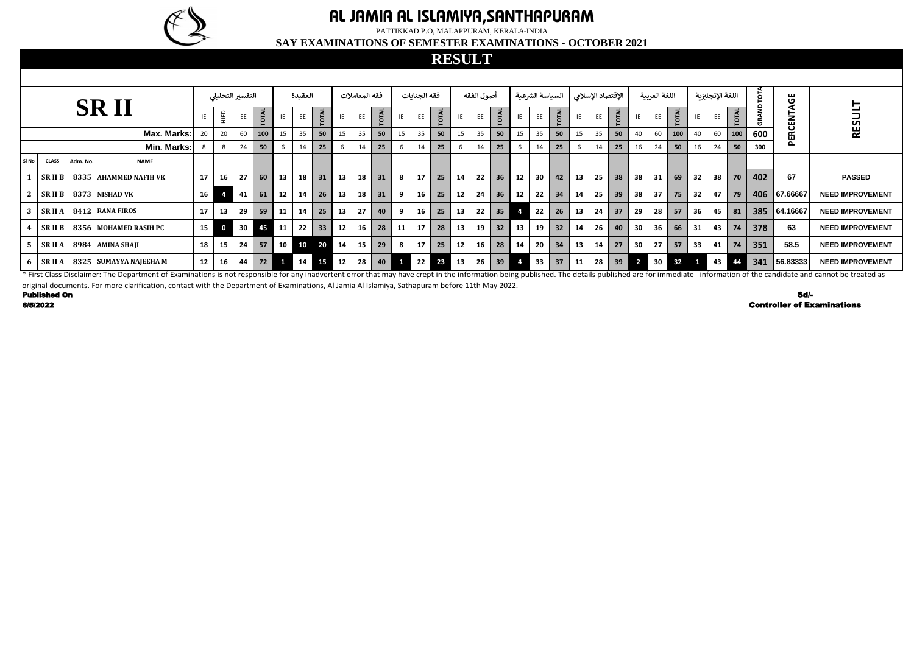# AL JAMIA AL ISLAMIYA,SANTHAPURAM

PATTIKKAD P.O, MALAPPURAM, KERALA-INDIA

**SAY EXAMINATIONS OF SEMESTER EXAMINATIONS - OCTOBER 2021**

## RESULT

| SR II | | | | التفسير التحليلي | | | | العقيدة | | | فقه المعاملات | | | فقه الجنايات | | | أصول الفقه | | | السياسة الشرعية | | | الإقتصاد الإسلامي | | | اللغة العربية | | | اللغة الإنجليزية | | | GRAND TOTAL | PERCENTAGE | RESULT |
|---|---|---|---|---|---|---|---|---|---|---|---|---|---|---|---|---|---|---|---|---|---|---|---|---|---|---|---|---|---|---|---|---|---|---|---|
| | | | | IE | HIFD | EE | TOTAL | IE | EE | TOTAL | IE | EE | TOTAL | IE | EE | TOTAL | IE | EE | TOTAL | IE | EE | TOTAL | IE | EE | TOTAL | IE | EE | TOTAL | IE | EE | TOTAL | | | |
| | | | **Max. Marks:** | 20 | 20 | 60 | 100 | 15 | 35 | 50 | 15 | 35 | 50 | 15 | 35 | 50 | 15 | 35 | 50 | 15 | 35 | 50 | 15 | 35 | 50 | 40 | 60 | 100 | 40 | 60 | 100 | 600 | | |
| | | | **Min. Marks:** | 8 | 8 | 24 | 50 | 6 | 14 | 25 | 6 | 14 | 25 | 6 | 14 | 25 | 6 | 14 | 25 | 6 | 14 | 25 | 6 | 14 | 25 | 16 | 24 | 50 | 16 | 24 | 50 | 300 | | |
| Sl No | CLASS | Adm. No. | NAME | | | | | | | | | | | | | | | | | | | | | | | | | | | | | | | |
| 1 | SR II B | 8335 | AHAMMED NAFIH VK | 17 | 16 | 27 | 60 | 13 | 18 | 31 | 13 | 18 | 31 | 8 | 17 | 25 | 14 | 22 | 36 | 12 | 30 | 42 | 13 | 25 | 38 | 38 | 31 | 69 | 32 | 38 | 70 | 402 | 67 | PASSED |
| 2 | SR II B | 8373 | NISHAD VK | 16 | 4 | 41 | 61 | 12 | 14 | 26 | 13 | 18 | 31 | 9 | 16 | 25 | 12 | 24 | 36 | 12 | 22 | 34 | 14 | 25 | 39 | 38 | 37 | 75 | 32 | 47 | 79 | 406 | 67.66667 | NEED IMPROVEMENT |
| 3 | SR II A | 8412 | RANA FIROS | 17 | 13 | 29 | 59 | 11 | 14 | 25 | 13 | 27 | 40 | 9 | 16 | 25 | 13 | 22 | 35 | 4 | 22 | 26 | 13 | 24 | 37 | 29 | 28 | 57 | 36 | 45 | 81 | 385 | 64.16667 | NEED IMPROVEMENT |
| 4 | SR II B | 8356 | MOHAMED RASIH PC | 15 | 0 | 30 | 45 | 11 | 22 | 33 | 12 | 16 | 28 | 11 | 17 | 28 | 13 | 19 | 32 | 13 | 19 | 32 | 14 | 26 | 40 | 30 | 36 | 66 | 31 | 43 | 74 | 378 | 63 | NEED IMPROVEMENT |
| 5 | SR II A | 8984 | AMINA SHAJI | 18 | 15 | 24 | 57 | 10 | 10 | 20 | 14 | 15 | 29 | 8 | 17 | 25 | 12 | 16 | 28 | 14 | 20 | 34 | 13 | 14 | 27 | 30 | 27 | 57 | 33 | 41 | 74 | 351 | 58.5 | NEED IMPROVEMENT |
| 6 | SR II A | 8325 | SUMAYYA NAJEEHA M | 12 | 16 | 44 | 72 | 1 | 14 | 15 | 12 | 28 | 40 | 1 | 22 | 23 | 13 | 26 | 39 | 4 | 33 | 37 | 11 | 28 | 39 | 2 | 30 | 32 | 1 | 43 | 44 | 341 | 56.83333 | NEED IMPROVEMENT |

* First Class Disclaimer: The Department of Examinations is not responsible for any inadvertent error that may have crept in the information being published. The details published are for immediate information of the candidate and cannot be treated as original documents. For more clarification, contact with the Department of Examinations, Al Jamia Al Islamiya, Sathapuram before 11th May 2022.

**Published On**
**6/5/2022**

**Sd/-**
**Controller of Examinations**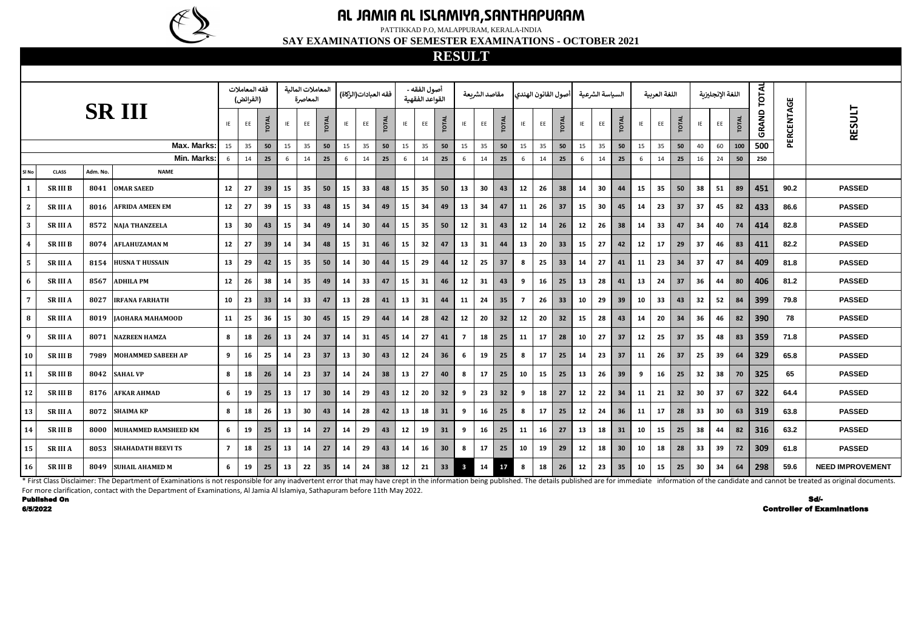# AL JAMIA AL ISLAMIYA,SANTHAPURAM

PATTIKKAD P.O, MALAPPURAM, KERALA-INDIA

**SAY EXAMINATIONS OF SEMESTER EXAMINATIONS - OCTOBER 2021**

## RESULT

| SR III | | | | فقه المعاملات (الفرائض) | | | المعاملات المالية المعاصرة | | | فقه العبادات(الزكاة) | | | أصول الفقه - القواعد الفقهية | | | مقاصد الشريعة | | | أصول القانون الهندي | | | السياسة الشرعية | | | اللغة العربية | | | اللغة الإنجليزية | | | GRAND TOTAL | PERCENTAGE | RESULT |
|---|---|---|---|---|---|---|---|---|---|---|---|---|---|---|---|---|---|---|---|---|---|---|---|---|---|---|---|---|---|---|---|---|---|
| | | | | IE | EE | TOTAL | IE | EE | TOTAL | IE | EE | TOTAL | IE | EE | TOTAL | IE | EE | TOTAL | IE | EE | TOTAL | IE | EE | TOTAL | IE | EE | TOTAL | IE | EE | TOTAL | | | |
| | | | Max. Marks: | 15 | 35 | 50 | 15 | 35 | 50 | 15 | 35 | 50 | 15 | 35 | 50 | 15 | 35 | 50 | 15 | 35 | 50 | 15 | 35 | 50 | 15 | 35 | 50 | 40 | 60 | 100 | 500 | | |
| | | | Min. Marks: | 6 | 14 | 25 | 6 | 14 | 25 | 6 | 14 | 25 | 6 | 14 | 25 | 6 | 14 | 25 | 6 | 14 | 25 | 6 | 14 | 25 | 6 | 14 | 25 | 16 | 24 | 50 | 250 | | |
| Sl No | CLASS | Adm. No. | NAME | | | | | | | | | | | | | | | | | | | | | | | | | | | | | | |
| 1 | SR III B | 8041 | OMAR SAEED | 12 | 27 | 39 | 15 | 35 | 50 | 15 | 33 | 48 | 15 | 35 | 50 | 13 | 30 | 43 | 12 | 26 | 38 | 14 | 30 | 44 | 15 | 35 | 50 | 38 | 51 | 89 | 451 | 90.2 | PASSED |
| 2 | SR III A | 8016 | AFRIDA AMEEN EM | 12 | 27 | 39 | 15 | 33 | 48 | 15 | 34 | 49 | 15 | 34 | 49 | 13 | 34 | 47 | 11 | 26 | 37 | 15 | 30 | 45 | 14 | 23 | 37 | 37 | 45 | 82 | 433 | 86.6 | PASSED |
| 3 | SR III A | 8572 | NAJA THANZEELA | 13 | 30 | 43 | 15 | 34 | 49 | 14 | 30 | 44 | 15 | 35 | 50 | 12 | 31 | 43 | 12 | 14 | 26 | 12 | 26 | 38 | 14 | 33 | 47 | 34 | 40 | 74 | 414 | 82.8 | PASSED |
| 4 | SR III B | 8074 | AFLAHUZAMAN M | 12 | 27 | 39 | 14 | 34 | 48 | 15 | 31 | 46 | 15 | 32 | 47 | 13 | 31 | 44 | 13 | 20 | 33 | 15 | 27 | 42 | 12 | 17 | 29 | 37 | 46 | 83 | 411 | 82.2 | PASSED |
| 5 | SR III A | 8154 | HUSNA T HUSSAIN | 13 | 29 | 42 | 15 | 35 | 50 | 14 | 30 | 44 | 15 | 29 | 44 | 12 | 25 | 37 | 8 | 25 | 33 | 14 | 27 | 41 | 11 | 23 | 34 | 37 | 47 | 84 | 409 | 81.8 | PASSED |
| 6 | SR III A | 8567 | ADHILA PM | 12 | 26 | 38 | 14 | 35 | 49 | 14 | 33 | 47 | 15 | 31 | 46 | 12 | 31 | 43 | 9 | 16 | 25 | 13 | 28 | 41 | 13 | 24 | 37 | 36 | 44 | 80 | 406 | 81.2 | PASSED |
| 7 | SR III A | 8027 | IRFANA FARHATH | 10 | 23 | 33 | 14 | 33 | 47 | 13 | 28 | 41 | 13 | 31 | 44 | 11 | 24 | 35 | 7 | 26 | 33 | 10 | 29 | 39 | 10 | 33 | 43 | 32 | 52 | 84 | 399 | 79.8 | PASSED |
| 8 | SR III A | 8019 | JAOHARA MAHAMOOD | 11 | 25 | 36 | 15 | 30 | 45 | 15 | 29 | 44 | 14 | 28 | 42 | 12 | 20 | 32 | 12 | 20 | 32 | 15 | 28 | 43 | 14 | 20 | 34 | 36 | 46 | 82 | 390 | 78 | PASSED |
| 9 | SR III A | 8071 | NAZREEN HAMZA | 8 | 18 | 26 | 13 | 24 | 37 | 14 | 31 | 45 | 14 | 27 | 41 | 7 | 18 | 25 | 11 | 17 | 28 | 10 | 27 | 37 | 12 | 25 | 37 | 35 | 48 | 83 | 359 | 71.8 | PASSED |
| 10 | SR III B | 7989 | MOHAMMED SABEEH AP | 9 | 16 | 25 | 14 | 23 | 37 | 13 | 30 | 43 | 12 | 24 | 36 | 6 | 19 | 25 | 8 | 17 | 25 | 14 | 23 | 37 | 11 | 26 | 37 | 25 | 39 | 64 | 329 | 65.8 | PASSED |
| 11 | SR III B | 8042 | SAHAL VP | 8 | 18 | 26 | 14 | 23 | 37 | 14 | 24 | 38 | 13 | 27 | 40 | 8 | 17 | 25 | 10 | 15 | 25 | 13 | 26 | 39 | 9 | 16 | 25 | 32 | 38 | 70 | 325 | 65 | PASSED |
| 12 | SR III B | 8176 | AFKAR AHMAD | 6 | 19 | 25 | 13 | 17 | 30 | 14 | 29 | 43 | 12 | 20 | 32 | 9 | 23 | 32 | 9 | 18 | 27 | 12 | 22 | 34 | 11 | 21 | 32 | 30 | 37 | 67 | 322 | 64.4 | PASSED |
| 13 | SR III A | 8072 | SHAIMA KP | 8 | 18 | 26 | 13 | 30 | 43 | 14 | 28 | 42 | 13 | 18 | 31 | 9 | 16 | 25 | 8 | 17 | 25 | 12 | 24 | 36 | 11 | 17 | 28 | 33 | 30 | 63 | 319 | 63.8 | PASSED |
| 14 | SR III B | 8000 | MUHAMMED RAMSHEED KM | 6 | 19 | 25 | 13 | 14 | 27 | 14 | 29 | 43 | 12 | 19 | 31 | 9 | 16 | 25 | 11 | 16 | 27 | 13 | 18 | 31 | 10 | 15 | 25 | 38 | 44 | 82 | 316 | 63.2 | PASSED |
| 15 | SR III A | 8053 | SHAHADATH BEEVI TS | 7 | 18 | 25 | 13 | 14 | 27 | 14 | 29 | 43 | 14 | 16 | 30 | 8 | 17 | 25 | 10 | 19 | 29 | 12 | 18 | 30 | 10 | 18 | 28 | 33 | 39 | 72 | 309 | 61.8 | PASSED |
| 16 | SR III B | 8049 | SUHAIL AHAMED M | 6 | 19 | 25 | 13 | 22 | 35 | 14 | 24 | 38 | 12 | 21 | 33 | 3 | 14 | 17 | 8 | 18 | 26 | 12 | 23 | 35 | 10 | 15 | 25 | 30 | 34 | 64 | 298 | 59.6 | NEED IMPROVEMENT |

* First Class Disclaimer: The Department of Examinations is not responsible for any inadvertent error that may have crept in the information being published. The details published are for immediate information of the candidate and cannot be treated as original documents. For more clarification, contact with the Department of Examinations, Al Jamia Al Islamiya, Sathapuram before 11th May 2022.

**Published On**
**6/5/2022**

**Sd/-**
**Controller of Examinations**